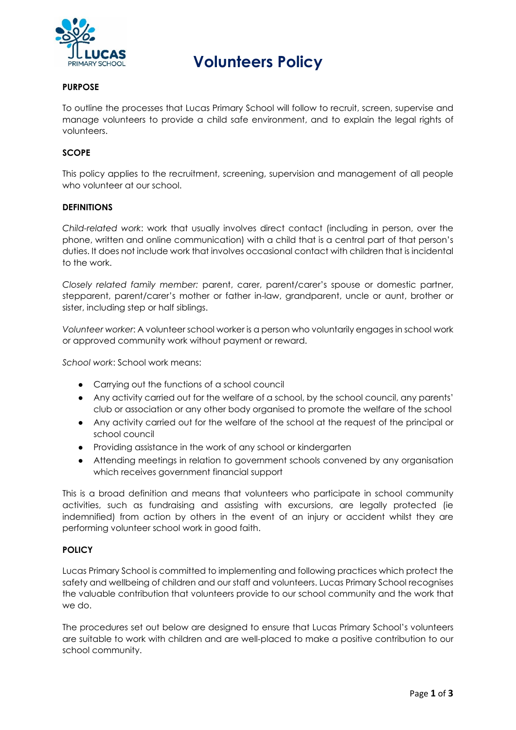# Volunteers Policy

## PURPOSE

To outline the processes that Lucas Primary School will follow to recruit, screen, supervise and manage volunteers to provide a child safe environment, and to explain the legal rights of volunteers.

## SCOPE

This policy applies to the recruitment, screening, supervision and management of all people who volunteer at our school.

## DEFINITIONS

*Child-related work*: work that usually involves direct contact (including in person, over the phone, written and online communication) with a child that is a central part of that person's duties. It does not include work that involves occasional contact with children that is incidental to the work.

*Closely related family member:* parent, carer, parent/carer's spouse or domestic partner, stepparent, parent/carer's mother or father in-law, grandparent, uncle or aunt, brother or sister, including step or half siblings.

*Volunteer worker*: A volunteer school worker is a person who voluntarily engages in school work or approved community work without payment or reward.

*School work*: School work means:

- Carrying out the functions of a school council
- Any activity carried out for the welfare of a school, by the school council, any parents' club or association or any other body organised to promote the welfare of the school
- Any activity carried out for the welfare of the school at the request of the principal or school council
- Providing assistance in the work of any school or kindergarten
- Attending meetings in relation to government schools convened by any organisation which receives government financial support

This is a broad definition and means that volunteers who participate in school community activities, such as fundraising and assisting with excursions, are legally protected (ie indemnified) from action by others in the event of an injury or accident whilst they are performing volunteer school work in good faith.

## POLICY

Lucas Primary School is committed to implementing and following practices which protect the safety and wellbeing of children and our staff and volunteers. Lucas Primary School recognises the valuable contribution that volunteers provide to our school community and the work that we do.

The procedures set out below are designed to ensure that Lucas Primary School's volunteers are suitable to work with children and are well-placed to make a positive contribution to our school community.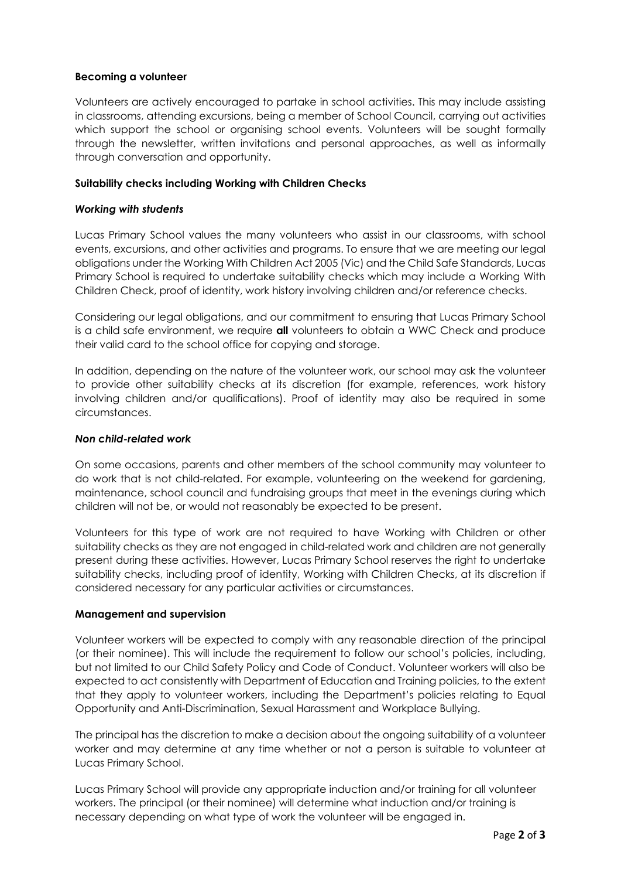**Becoming a volunteer**

Volunteers are actively encouraged to partake in school activities. This may include assisting in classrooms, attending excursions, being a member of School Council, carrying out activities which support the school or organising school events. Volunteers will be sought formally through the newsletter, written invitations and personal approaches, as well as informally through conversation and opportunity.

**Suitability checks including Working with Children Checks**

***Working with students***

Lucas Primary School values the many volunteers who assist in our classrooms, with school events, excursions, and other activities and programs. To ensure that we are meeting our legal obligations under the Working With Children Act 2005 (Vic) and the Child Safe Standards, Lucas Primary School is required to undertake suitability checks which may include a Working With Children Check, proof of identity, work history involving children and/or reference checks.

Considering our legal obligations, and our commitment to ensuring that Lucas Primary School is a child safe environment, we require **all** volunteers to obtain a WWC Check and produce their valid card to the school office for copying and storage.

In addition, depending on the nature of the volunteer work, our school may ask the volunteer to provide other suitability checks at its discretion (for example, references, work history involving children and/or qualifications). Proof of identity may also be required in some circumstances.

***Non child-related work***

On some occasions, parents and other members of the school community may volunteer to do work that is not child-related. For example, volunteering on the weekend for gardening, maintenance, school council and fundraising groups that meet in the evenings during which children will not be, or would not reasonably be expected to be present.

Volunteers for this type of work are not required to have Working with Children or other suitability checks as they are not engaged in child-related work and children are not generally present during these activities. However, Lucas Primary School reserves the right to undertake suitability checks, including proof of identity, Working with Children Checks, at its discretion if considered necessary for any particular activities or circumstances.

**Management and supervision**

Volunteer workers will be expected to comply with any reasonable direction of the principal (or their nominee). This will include the requirement to follow our school's policies, including, but not limited to our Child Safety Policy and Code of Conduct. Volunteer workers will also be expected to act consistently with Department of Education and Training policies, to the extent that they apply to volunteer workers, including the Department's policies relating to Equal Opportunity and Anti-Discrimination, Sexual Harassment and Workplace Bullying.

The principal has the discretion to make a decision about the ongoing suitability of a volunteer worker and may determine at any time whether or not a person is suitable to volunteer at Lucas Primary School.

Lucas Primary School will provide any appropriate induction and/or training for all volunteer workers. The principal (or their nominee) will determine what induction and/or training is necessary depending on what type of work the volunteer will be engaged in.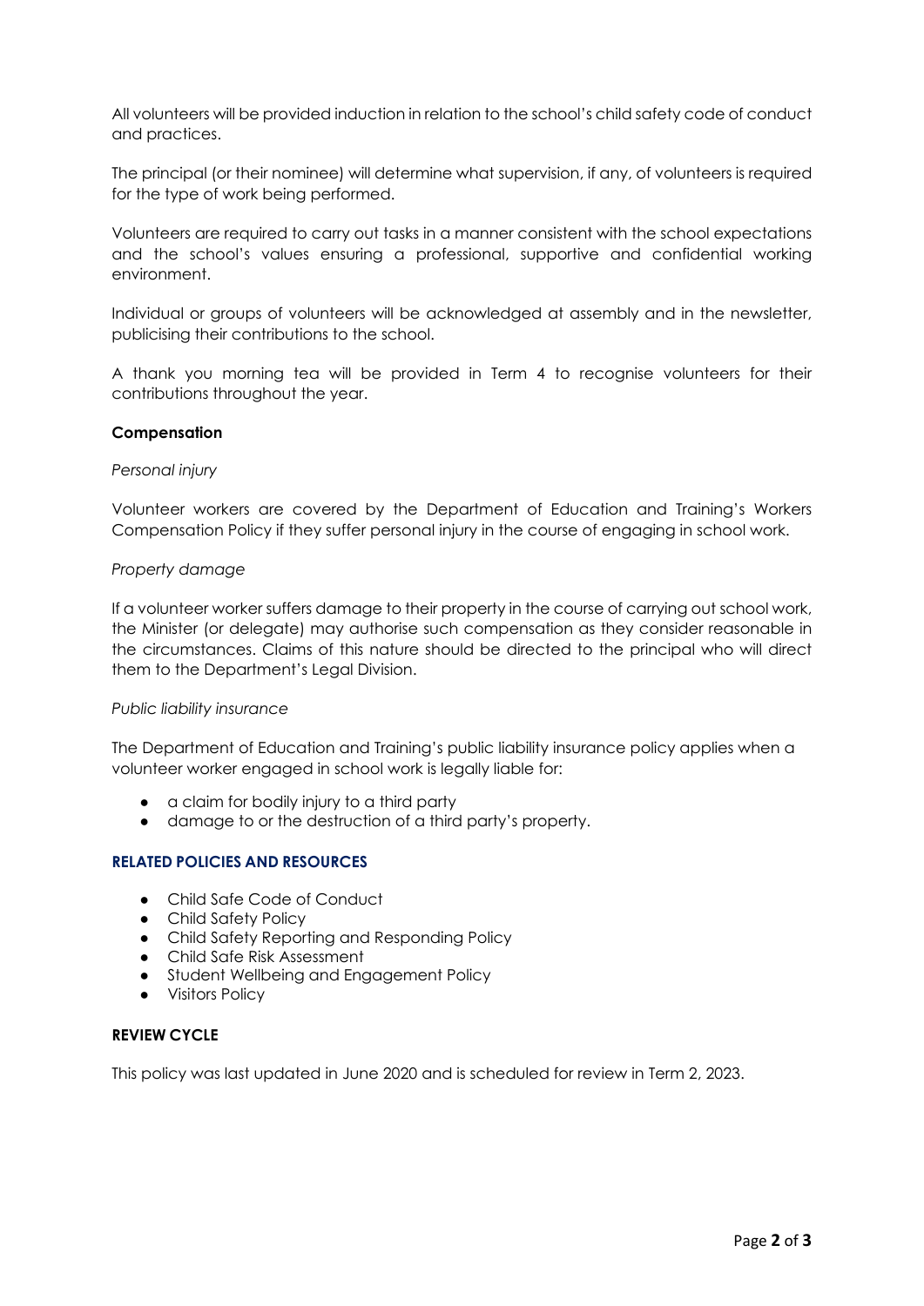All volunteers will be provided induction in relation to the school's child safety code of conduct and practices.

The principal (or their nominee) will determine what supervision, if any, of volunteers is required for the type of work being performed.

Volunteers are required to carry out tasks in a manner consistent with the school expectations and the school's values ensuring a professional, supportive and confidential working environment.

Individual or groups of volunteers will be acknowledged at assembly and in the newsletter, publicising their contributions to the school.

A thank you morning tea will be provided in Term 4 to recognise volunteers for their contributions throughout the year.

**Compensation**

*Personal injury*

Volunteer workers are covered by the Department of Education and Training's Workers Compensation Policy if they suffer personal injury in the course of engaging in school work.

*Property damage*

If a volunteer worker suffers damage to their property in the course of carrying out school work, the Minister (or delegate) may authorise such compensation as they consider reasonable in the circumstances. Claims of this nature should be directed to the principal who will direct them to the Department's Legal Division.

*Public liability insurance*

The Department of Education and Training's public liability insurance policy applies when a volunteer worker engaged in school work is legally liable for:

- a claim for bodily injury to a third party
- damage to or the destruction of a third party's property.

## RELATED POLICIES AND RESOURCES

- Child Safe Code of Conduct
- Child Safety Policy
- Child Safety Reporting and Responding Policy
- Child Safe Risk Assessment
- Student Wellbeing and Engagement Policy
- Visitors Policy

## REVIEW CYCLE

This policy was last updated in June 2020 and is scheduled for review in Term 2, 2023.